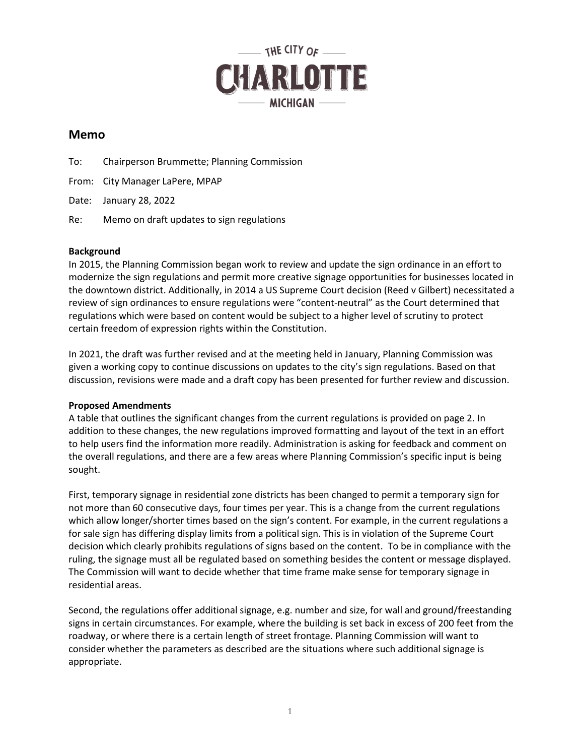THE CITY OF
CHARLOTTE
MICHIGAN

## Memo

To: Chairperson Brummette; Planning Commission

From: City Manager LaPere, MPAP

Date: January 28, 2022

Re: Memo on draft updates to sign regulations

**Background**

In 2015, the Planning Commission began work to review and update the sign ordinance in an effort to modernize the sign regulations and permit more creative signage opportunities for businesses located in the downtown district. Additionally, in 2014 a US Supreme Court decision (Reed v Gilbert) necessitated a review of sign ordinances to ensure regulations were "content-neutral" as the Court determined that regulations which were based on content would be subject to a higher level of scrutiny to protect certain freedom of expression rights within the Constitution.

In 2021, the draft was further revised and at the meeting held in January, Planning Commission was given a working copy to continue discussions on updates to the city's sign regulations. Based on that discussion, revisions were made and a draft copy has been presented for further review and discussion.

**Proposed Amendments**

A table that outlines the significant changes from the current regulations is provided on page 2. In addition to these changes, the new regulations improved formatting and layout of the text in an effort to help users find the information more readily. Administration is asking for feedback and comment on the overall regulations, and there are a few areas where Planning Commission's specific input is being sought.

First, temporary signage in residential zone districts has been changed to permit a temporary sign for not more than 60 consecutive days, four times per year. This is a change from the current regulations which allow longer/shorter times based on the sign's content. For example, in the current regulations a for sale sign has differing display limits from a political sign. This is in violation of the Supreme Court decision which clearly prohibits regulations of signs based on the content. To be in compliance with the ruling, the signage must all be regulated based on something besides the content or message displayed. The Commission will want to decide whether that time frame make sense for temporary signage in residential areas.

Second, the regulations offer additional signage, e.g. number and size, for wall and ground/freestanding signs in certain circumstances. For example, where the building is set back in excess of 200 feet from the roadway, or where there is a certain length of street frontage. Planning Commission will want to consider whether the parameters as described are the situations where such additional signage is appropriate.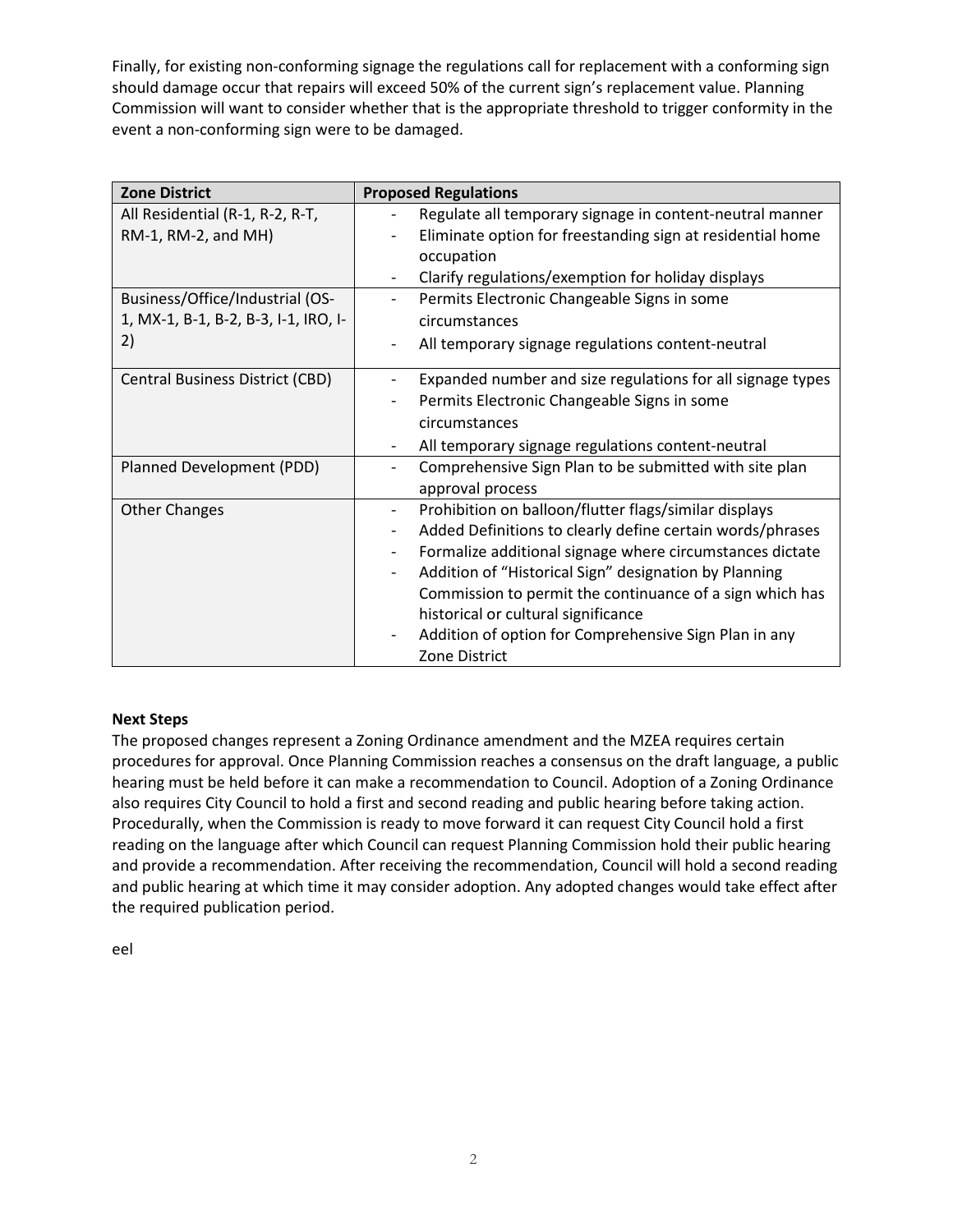Finally, for existing non-conforming signage the regulations call for replacement with a conforming sign should damage occur that repairs will exceed 50% of the current sign's replacement value. Planning Commission will want to consider whether that is the appropriate threshold to trigger conformity in the event a non-conforming sign were to be damaged.

| Zone District | Proposed Regulations |
| --- | --- |
| All Residential (R-1, R-2, R-T, RM-1, RM-2, and MH) | - Regulate all temporary signage in content-neutral manner<br>- Eliminate option for freestanding sign at residential home occupation<br>- Clarify regulations/exemption for holiday displays |
| Business/Office/Industrial (OS-1, MX-1, B-1, B-2, B-3, I-1, IRO, I-2) | - Permits Electronic Changeable Signs in some circumstances<br>- All temporary signage regulations content-neutral |
| Central Business District (CBD) | - Expanded number and size regulations for all signage types<br>- Permits Electronic Changeable Signs in some circumstances<br>- All temporary signage regulations content-neutral |
| Planned Development (PDD) | - Comprehensive Sign Plan to be submitted with site plan approval process |
| Other Changes | - Prohibition on balloon/flutter flags/similar displays<br>- Added Definitions to clearly define certain words/phrases<br>- Formalize additional signage where circumstances dictate<br>- Addition of "Historical Sign" designation by Planning Commission to permit the continuance of a sign which has historical or cultural significance<br>- Addition of option for Comprehensive Sign Plan in any Zone District |

**Next Steps**

The proposed changes represent a Zoning Ordinance amendment and the MZEA requires certain procedures for approval. Once Planning Commission reaches a consensus on the draft language, a public hearing must be held before it can make a recommendation to Council. Adoption of a Zoning Ordinance also requires City Council to hold a first and second reading and public hearing before taking action. Procedurally, when the Commission is ready to move forward it can request City Council hold a first reading on the language after which Council can request Planning Commission hold their public hearing and provide a recommendation. After receiving the recommendation, Council will hold a second reading and public hearing at which time it may consider adoption. Any adopted changes would take effect after the required publication period.

eel